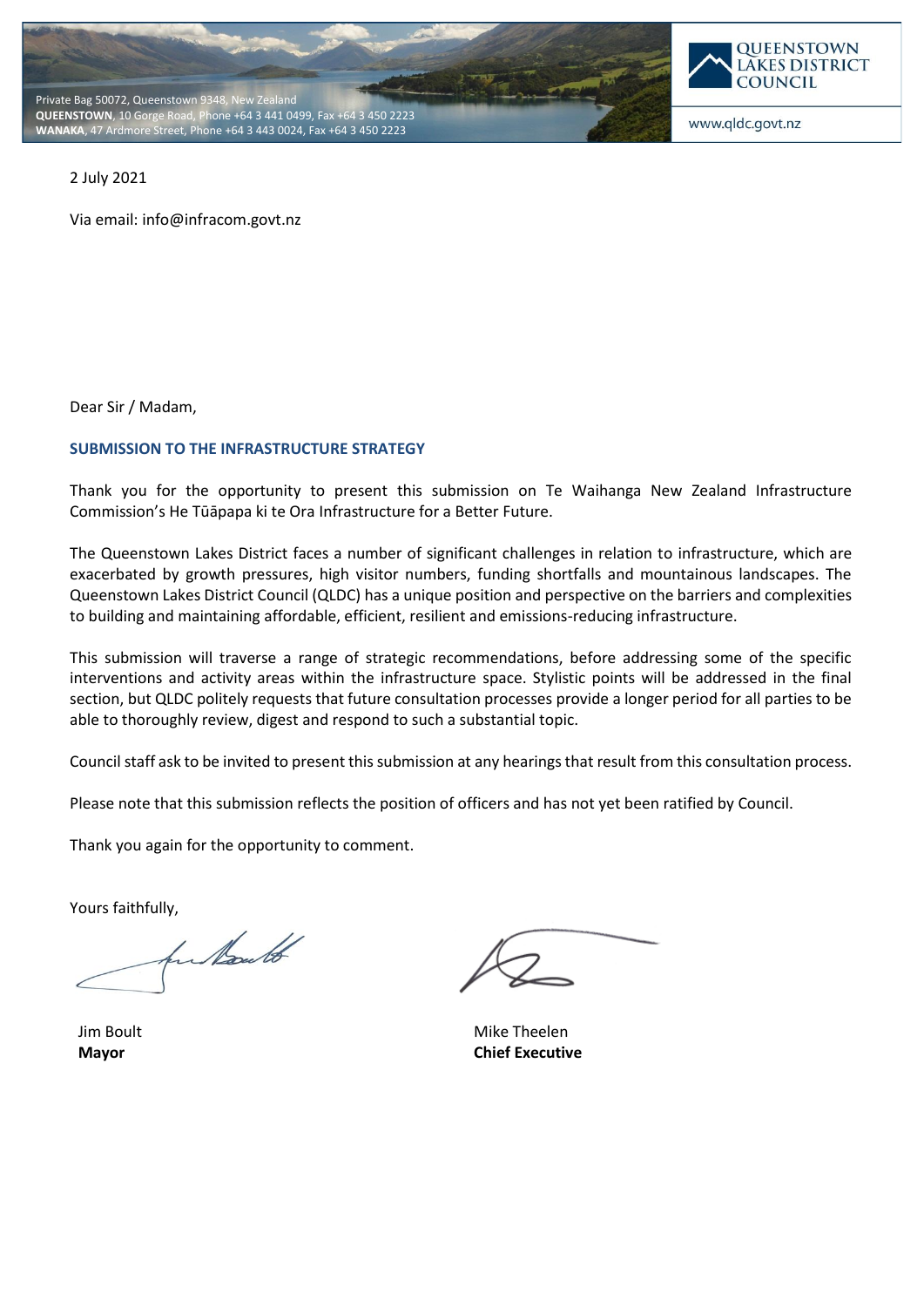Private Bag 50072, Queenstown 9348, New Zealand
**QUEENSTOWN**, 10 Gorge Road, Phone +64 3 441 0499, Fax +64 3 450 2223
**WANAKA**, 47 Ardmore Street, Phone +64 3 443 0024, Fax +64 3 450 2223

QUEENSTOWN LAKES DISTRICT COUNCIL

www.qldc.govt.nz

2 July 2021

Via email: info@infracom.govt.nz

Dear Sir / Madam,

**SUBMISSION TO THE INFRASTRUCTURE STRATEGY**

Thank you for the opportunity to present this submission on Te Waihanga New Zealand Infrastructure Commission's He Tūāpapa ki te Ora Infrastructure for a Better Future.

The Queenstown Lakes District faces a number of significant challenges in relation to infrastructure, which are exacerbated by growth pressures, high visitor numbers, funding shortfalls and mountainous landscapes. The Queenstown Lakes District Council (QLDC) has a unique position and perspective on the barriers and complexities to building and maintaining affordable, efficient, resilient and emissions-reducing infrastructure.

This submission will traverse a range of strategic recommendations, before addressing some of the specific interventions and activity areas within the infrastructure space. Stylistic points will be addressed in the final section, but QLDC politely requests that future consultation processes provide a longer period for all parties to be able to thoroughly review, digest and respond to such a substantial topic.

Council staff ask to be invited to present this submission at any hearings that result from this consultation process.

Please note that this submission reflects the position of officers and has not yet been ratified by Council.

Thank you again for the opportunity to comment.

Yours faithfully,

Jim Boult
**Mayor**

Mike Theelen
**Chief Executive**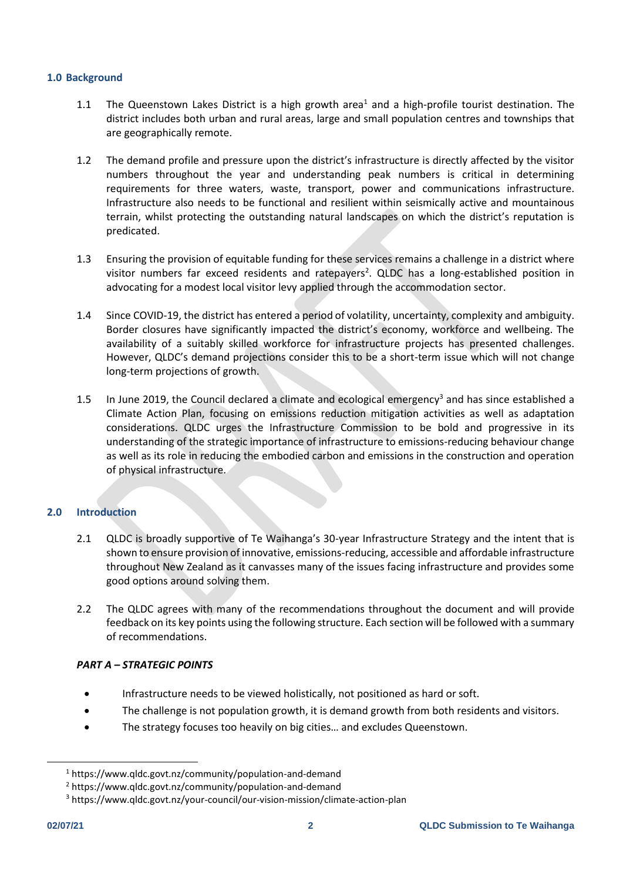## 1.0 Background

1.1 The Queenstown Lakes District is a high growth area[1] and a high-profile tourist destination. The district includes both urban and rural areas, large and small population centres and townships that are geographically remote.

1.2 The demand profile and pressure upon the district's infrastructure is directly affected by the visitor numbers throughout the year and understanding peak numbers is critical in determining requirements for three waters, waste, transport, power and communications infrastructure. Infrastructure also needs to be functional and resilient within seismically active and mountainous terrain, whilst protecting the outstanding natural landscapes on which the district's reputation is predicated.

1.3 Ensuring the provision of equitable funding for these services remains a challenge in a district where visitor numbers far exceed residents and ratepayers[2]. QLDC has a long-established position in advocating for a modest local visitor levy applied through the accommodation sector.

1.4 Since COVID-19, the district has entered a period of volatility, uncertainty, complexity and ambiguity. Border closures have significantly impacted the district's economy, workforce and wellbeing. The availability of a suitably skilled workforce for infrastructure projects has presented challenges. However, QLDC's demand projections consider this to be a short-term issue which will not change long-term projections of growth.

1.5 In June 2019, the Council declared a climate and ecological emergency[3] and has since established a Climate Action Plan, focusing on emissions reduction mitigation activities as well as adaptation considerations. QLDC urges the Infrastructure Commission to be bold and progressive in its understanding of the strategic importance of infrastructure to emissions-reducing behaviour change as well as its role in reducing the embodied carbon and emissions in the construction and operation of physical infrastructure.

## 2.0 Introduction

2.1 QLDC is broadly supportive of Te Waihanga's 30-year Infrastructure Strategy and the intent that is shown to ensure provision of innovative, emissions-reducing, accessible and affordable infrastructure throughout New Zealand as it canvasses many of the issues facing infrastructure and provides some good options around solving them.

2.2 The QLDC agrees with many of the recommendations throughout the document and will provide feedback on its key points using the following structure. Each section will be followed with a summary of recommendations.

***PART A – STRATEGIC POINTS***

- Infrastructure needs to be viewed holistically, not positioned as hard or soft.
- The challenge is not population growth, it is demand growth from both residents and visitors.
- The strategy focuses too heavily on big cities… and excludes Queenstown.

---

[1] https://www.qldc.govt.nz/community/population-and-demand
[2] https://www.qldc.govt.nz/community/population-and-demand
[3] https://www.qldc.govt.nz/your-council/our-vision-mission/climate-action-plan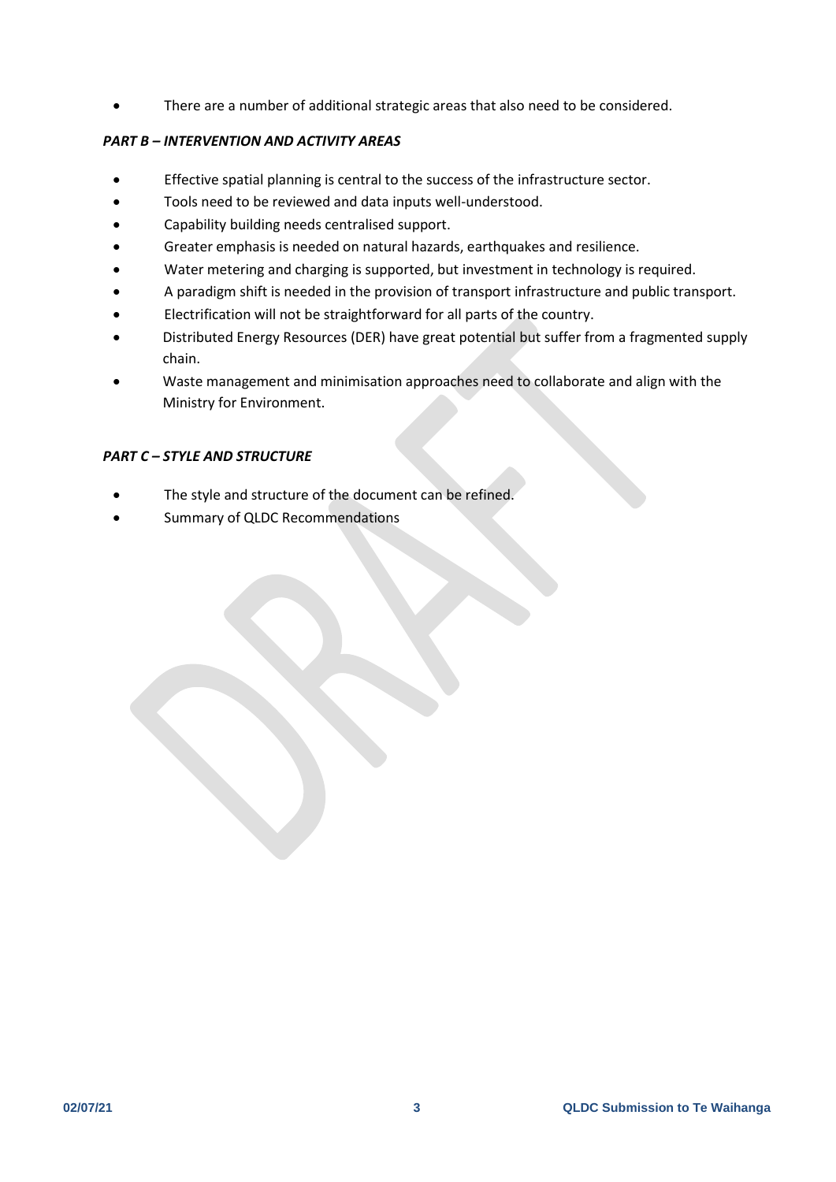- There are a number of additional strategic areas that also need to be considered.

***PART B – INTERVENTION AND ACTIVITY AREAS***

- Effective spatial planning is central to the success of the infrastructure sector.
- Tools need to be reviewed and data inputs well-understood.
- Capability building needs centralised support.
- Greater emphasis is needed on natural hazards, earthquakes and resilience.
- Water metering and charging is supported, but investment in technology is required.
- A paradigm shift is needed in the provision of transport infrastructure and public transport.
- Electrification will not be straightforward for all parts of the country.
- Distributed Energy Resources (DER) have great potential but suffer from a fragmented supply chain.
- Waste management and minimisation approaches need to collaborate and align with the Ministry for Environment.

***PART C – STYLE AND STRUCTURE***

- The style and structure of the document can be refined.
- Summary of QLDC Recommendations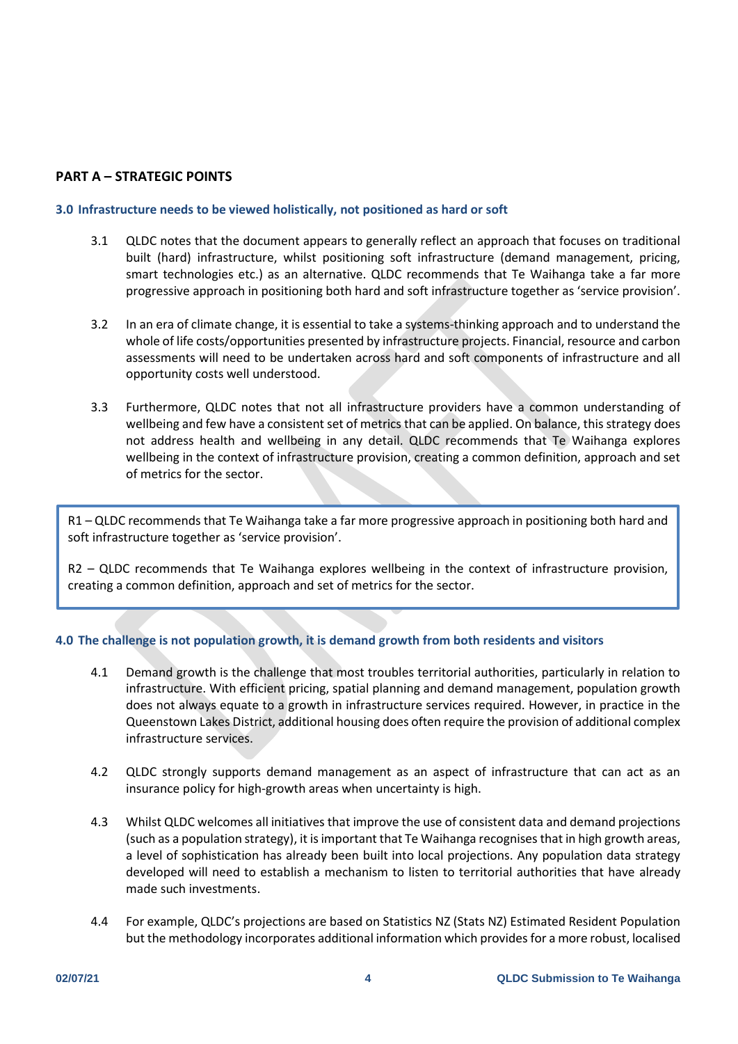## PART A – STRATEGIC POINTS

### 3.0 Infrastructure needs to be viewed holistically, not positioned as hard or soft

3.1 QLDC notes that the document appears to generally reflect an approach that focuses on traditional built (hard) infrastructure, whilst positioning soft infrastructure (demand management, pricing, smart technologies etc.) as an alternative. QLDC recommends that Te Waihanga take a far more progressive approach in positioning both hard and soft infrastructure together as 'service provision'.

3.2 In an era of climate change, it is essential to take a systems-thinking approach and to understand the whole of life costs/opportunities presented by infrastructure projects. Financial, resource and carbon assessments will need to be undertaken across hard and soft components of infrastructure and all opportunity costs well understood.

3.3 Furthermore, QLDC notes that not all infrastructure providers have a common understanding of wellbeing and few have a consistent set of metrics that can be applied. On balance, this strategy does not address health and wellbeing in any detail. QLDC recommends that Te Waihanga explores wellbeing in the context of infrastructure provision, creating a common definition, approach and set of metrics for the sector.

> R1 – QLDC recommends that Te Waihanga take a far more progressive approach in positioning both hard and soft infrastructure together as 'service provision'.
>
> R2 – QLDC recommends that Te Waihanga explores wellbeing in the context of infrastructure provision, creating a common definition, approach and set of metrics for the sector.

### 4.0 The challenge is not population growth, it is demand growth from both residents and visitors

4.1 Demand growth is the challenge that most troubles territorial authorities, particularly in relation to infrastructure. With efficient pricing, spatial planning and demand management, population growth does not always equate to a growth in infrastructure services required. However, in practice in the Queenstown Lakes District, additional housing does often require the provision of additional complex infrastructure services.

4.2 QLDC strongly supports demand management as an aspect of infrastructure that can act as an insurance policy for high-growth areas when uncertainty is high.

4.3 Whilst QLDC welcomes all initiatives that improve the use of consistent data and demand projections (such as a population strategy), it is important that Te Waihanga recognises that in high growth areas, a level of sophistication has already been built into local projections. Any population data strategy developed will need to establish a mechanism to listen to territorial authorities that have already made such investments.

4.4 For example, QLDC's projections are based on Statistics NZ (Stats NZ) Estimated Resident Population but the methodology incorporates additional information which provides for a more robust, localised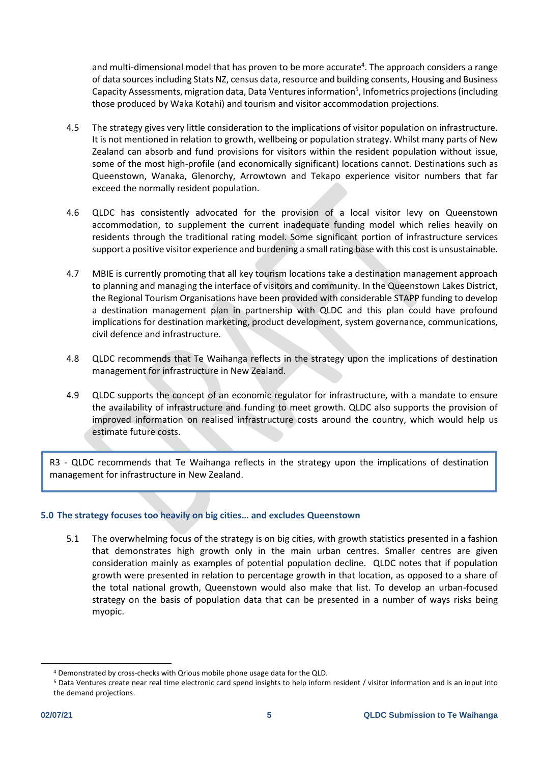and multi-dimensional model that has proven to be more accurate[4]. The approach considers a range of data sources including Stats NZ, census data, resource and building consents, Housing and Business Capacity Assessments, migration data, Data Ventures information[5], Infometrics projections (including those produced by Waka Kotahi) and tourism and visitor accommodation projections.

4.5 The strategy gives very little consideration to the implications of visitor population on infrastructure. It is not mentioned in relation to growth, wellbeing or population strategy. Whilst many parts of New Zealand can absorb and fund provisions for visitors within the resident population without issue, some of the most high-profile (and economically significant) locations cannot. Destinations such as Queenstown, Wanaka, Glenorchy, Arrowtown and Tekapo experience visitor numbers that far exceed the normally resident population.

4.6 QLDC has consistently advocated for the provision of a local visitor levy on Queenstown accommodation, to supplement the current inadequate funding model which relies heavily on residents through the traditional rating model. Some significant portion of infrastructure services support a positive visitor experience and burdening a small rating base with this cost is unsustainable.

4.7 MBIE is currently promoting that all key tourism locations take a destination management approach to planning and managing the interface of visitors and community. In the Queenstown Lakes District, the Regional Tourism Organisations have been provided with considerable STAPP funding to develop a destination management plan in partnership with QLDC and this plan could have profound implications for destination marketing, product development, system governance, communications, civil defence and infrastructure.

4.8 QLDC recommends that Te Waihanga reflects in the strategy upon the implications of destination management for infrastructure in New Zealand.

4.9 QLDC supports the concept of an economic regulator for infrastructure, with a mandate to ensure the availability of infrastructure and funding to meet growth. QLDC also supports the provision of improved information on realised infrastructure costs around the country, which would help us estimate future costs.

> R3 - QLDC recommends that Te Waihanga reflects in the strategy upon the implications of destination management for infrastructure in New Zealand.

## 5.0 The strategy focuses too heavily on big cities… and excludes Queenstown

5.1 The overwhelming focus of the strategy is on big cities, with growth statistics presented in a fashion that demonstrates high growth only in the main urban centres. Smaller centres are given consideration mainly as examples of potential population decline. QLDC notes that if population growth were presented in relation to percentage growth in that location, as opposed to a share of the total national growth, Queenstown would also make that list. To develop an urban-focused strategy on the basis of population data that can be presented in a number of ways risks being myopic.

---

[4] Demonstrated by cross-checks with Qrious mobile phone usage data for the QLD.

[5] Data Ventures create near real time electronic card spend insights to help inform resident / visitor information and is an input into the demand projections.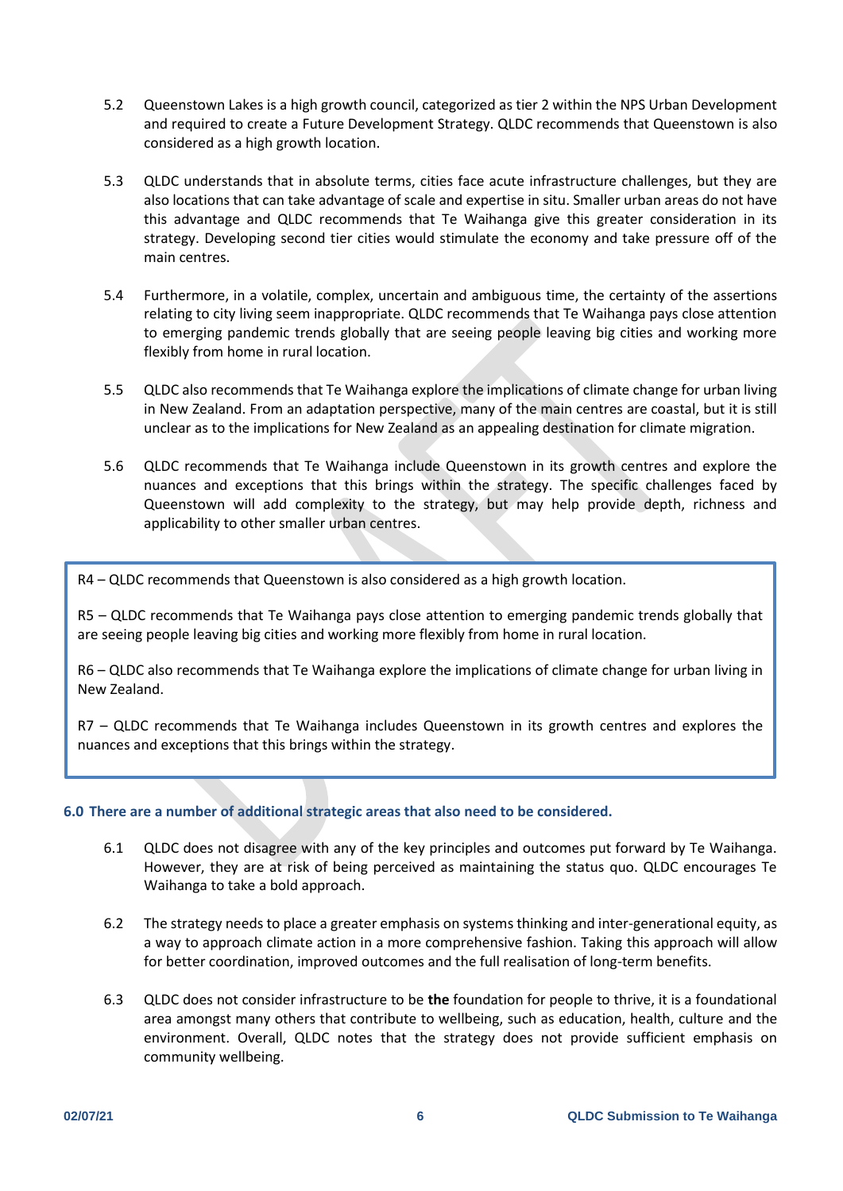5.2 Queenstown Lakes is a high growth council, categorized as tier 2 within the NPS Urban Development and required to create a Future Development Strategy. QLDC recommends that Queenstown is also considered as a high growth location.

5.3 QLDC understands that in absolute terms, cities face acute infrastructure challenges, but they are also locations that can take advantage of scale and expertise in situ. Smaller urban areas do not have this advantage and QLDC recommends that Te Waihanga give this greater consideration in its strategy. Developing second tier cities would stimulate the economy and take pressure off of the main centres.

5.4 Furthermore, in a volatile, complex, uncertain and ambiguous time, the certainty of the assertions relating to city living seem inappropriate. QLDC recommends that Te Waihanga pays close attention to emerging pandemic trends globally that are seeing people leaving big cities and working more flexibly from home in rural location.

5.5 QLDC also recommends that Te Waihanga explore the implications of climate change for urban living in New Zealand. From an adaptation perspective, many of the main centres are coastal, but it is still unclear as to the implications for New Zealand as an appealing destination for climate migration.

5.6 QLDC recommends that Te Waihanga include Queenstown in its growth centres and explore the nuances and exceptions that this brings within the strategy. The specific challenges faced by Queenstown will add complexity to the strategy, but may help provide depth, richness and applicability to other smaller urban centres.

> R4 – QLDC recommends that Queenstown is also considered as a high growth location.
>
> R5 – QLDC recommends that Te Waihanga pays close attention to emerging pandemic trends globally that are seeing people leaving big cities and working more flexibly from home in rural location.
>
> R6 – QLDC also recommends that Te Waihanga explore the implications of climate change for urban living in New Zealand.
>
> R7 – QLDC recommends that Te Waihanga includes Queenstown in its growth centres and explores the nuances and exceptions that this brings within the strategy.

## 6.0 There are a number of additional strategic areas that also need to be considered.

6.1 QLDC does not disagree with any of the key principles and outcomes put forward by Te Waihanga. However, they are at risk of being perceived as maintaining the status quo. QLDC encourages Te Waihanga to take a bold approach.

6.2 The strategy needs to place a greater emphasis on systems thinking and inter-generational equity, as a way to approach climate action in a more comprehensive fashion. Taking this approach will allow for better coordination, improved outcomes and the full realisation of long-term benefits.

6.3 QLDC does not consider infrastructure to be **the** foundation for people to thrive, it is a foundational area amongst many others that contribute to wellbeing, such as education, health, culture and the environment. Overall, QLDC notes that the strategy does not provide sufficient emphasis on community wellbeing.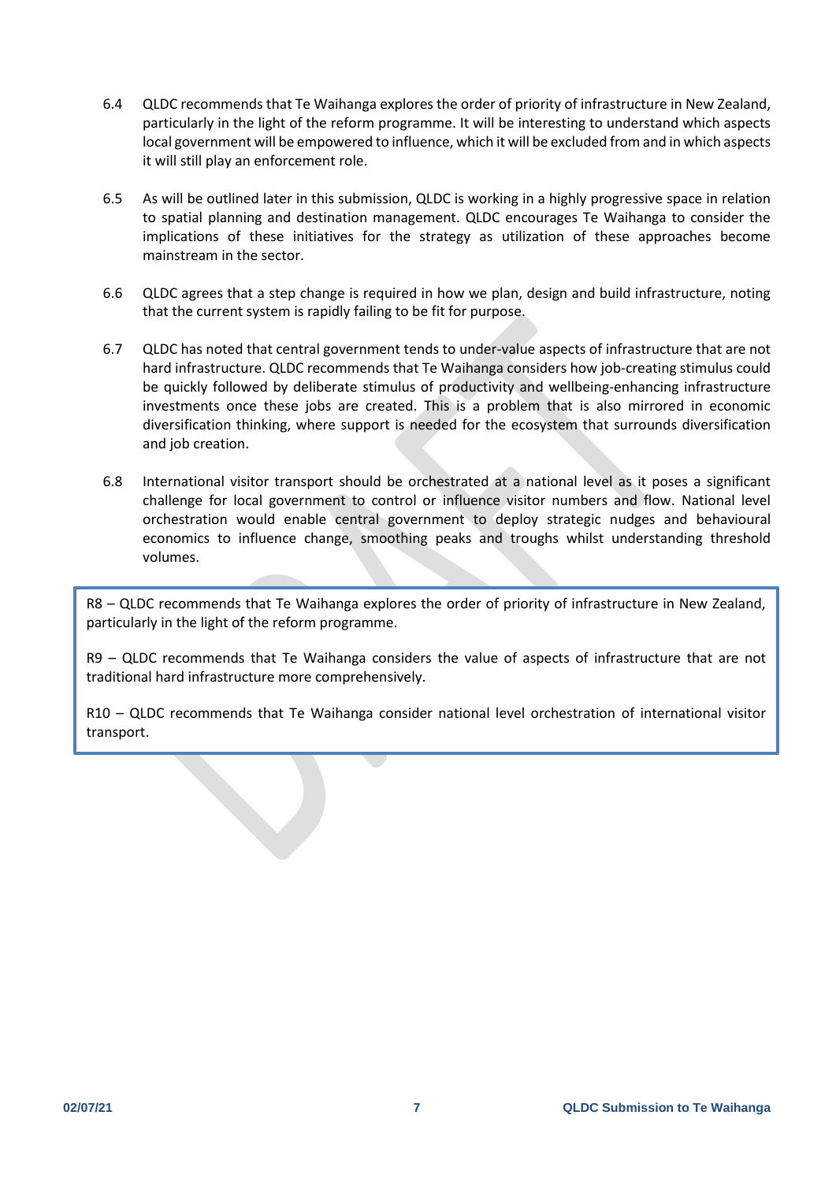6.4 QLDC recommends that Te Waihanga explores the order of priority of infrastructure in New Zealand, particularly in the light of the reform programme. It will be interesting to understand which aspects local government will be empowered to influence, which it will be excluded from and in which aspects it will still play an enforcement role.

6.5 As will be outlined later in this submission, QLDC is working in a highly progressive space in relation to spatial planning and destination management. QLDC encourages Te Waihanga to consider the implications of these initiatives for the strategy as utilization of these approaches become mainstream in the sector.

6.6 QLDC agrees that a step change is required in how we plan, design and build infrastructure, noting that the current system is rapidly failing to be fit for purpose.

6.7 QLDC has noted that central government tends to under-value aspects of infrastructure that are not hard infrastructure. QLDC recommends that Te Waihanga considers how job-creating stimulus could be quickly followed by deliberate stimulus of productivity and wellbeing-enhancing infrastructure investments once these jobs are created. This is a problem that is also mirrored in economic diversification thinking, where support is needed for the ecosystem that surrounds diversification and job creation.

6.8 International visitor transport should be orchestrated at a national level as it poses a significant challenge for local government to control or influence visitor numbers and flow. National level orchestration would enable central government to deploy strategic nudges and behavioural economics to influence change, smoothing peaks and troughs whilst understanding threshold volumes.

R8 – QLDC recommends that Te Waihanga explores the order of priority of infrastructure in New Zealand, particularly in the light of the reform programme.

R9 – QLDC recommends that Te Waihanga considers the value of aspects of infrastructure that are not traditional hard infrastructure more comprehensively.

R10 – QLDC recommends that Te Waihanga consider national level orchestration of international visitor transport.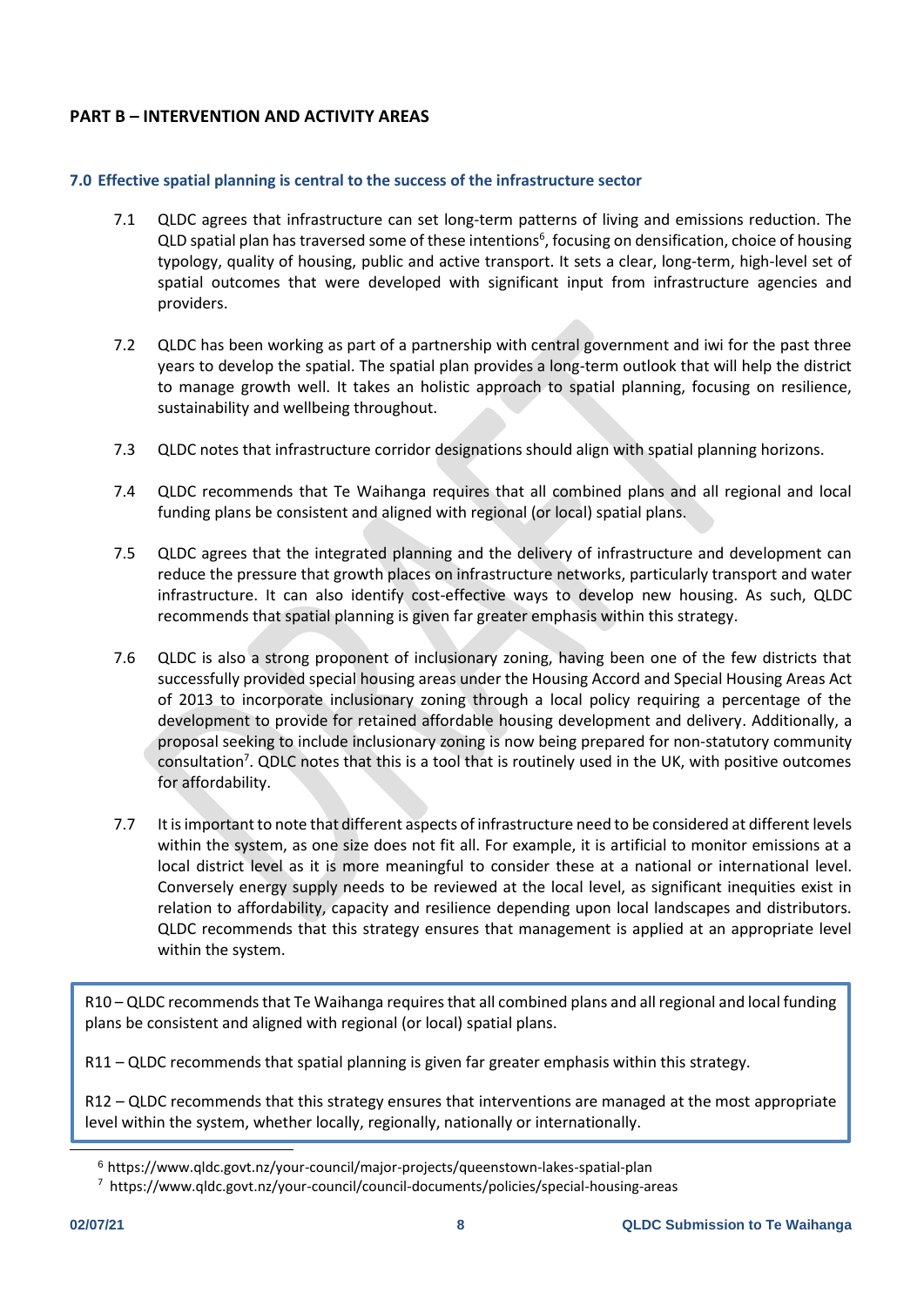## PART B – INTERVENTION AND ACTIVITY AREAS

### 7.0 Effective spatial planning is central to the success of the infrastructure sector

7.1 QLDC agrees that infrastructure can set long-term patterns of living and emissions reduction. The QLD spatial plan has traversed some of these intentions[6], focusing on densification, choice of housing typology, quality of housing, public and active transport. It sets a clear, long-term, high-level set of spatial outcomes that were developed with significant input from infrastructure agencies and providers.

7.2 QLDC has been working as part of a partnership with central government and iwi for the past three years to develop the spatial. The spatial plan provides a long-term outlook that will help the district to manage growth well. It takes an holistic approach to spatial planning, focusing on resilience, sustainability and wellbeing throughout.

7.3 QLDC notes that infrastructure corridor designations should align with spatial planning horizons.

7.4 QLDC recommends that Te Waihanga requires that all combined plans and all regional and local funding plans be consistent and aligned with regional (or local) spatial plans.

7.5 QLDC agrees that the integrated planning and the delivery of infrastructure and development can reduce the pressure that growth places on infrastructure networks, particularly transport and water infrastructure. It can also identify cost-effective ways to develop new housing. As such, QLDC recommends that spatial planning is given far greater emphasis within this strategy.

7.6 QLDC is also a strong proponent of inclusionary zoning, having been one of the few districts that successfully provided special housing areas under the Housing Accord and Special Housing Areas Act of 2013 to incorporate inclusionary zoning through a local policy requiring a percentage of the development to provide for retained affordable housing development and delivery. Additionally, a proposal seeking to include inclusionary zoning is now being prepared for non-statutory community consultation[7]. QDLC notes that this is a tool that is routinely used in the UK, with positive outcomes for affordability.

7.7 It is important to note that different aspects of infrastructure need to be considered at different levels within the system, as one size does not fit all. For example, it is artificial to monitor emissions at a local district level as it is more meaningful to consider these at a national or international level. Conversely energy supply needs to be reviewed at the local level, as significant inequities exist in relation to affordability, capacity and resilience depending upon local landscapes and distributors. QLDC recommends that this strategy ensures that management is applied at an appropriate level within the system.

> R10 – QLDC recommends that Te Waihanga requires that all combined plans and all regional and local funding plans be consistent and aligned with regional (or local) spatial plans.
>
> R11 – QLDC recommends that spatial planning is given far greater emphasis within this strategy.
>
> R12 – QLDC recommends that this strategy ensures that interventions are managed at the most appropriate level within the system, whether locally, regionally, nationally or internationally.

[6] https://www.qldc.govt.nz/your-council/major-projects/queenstown-lakes-spatial-plan

[7] https://www.qldc.govt.nz/your-council/council-documents/policies/special-housing-areas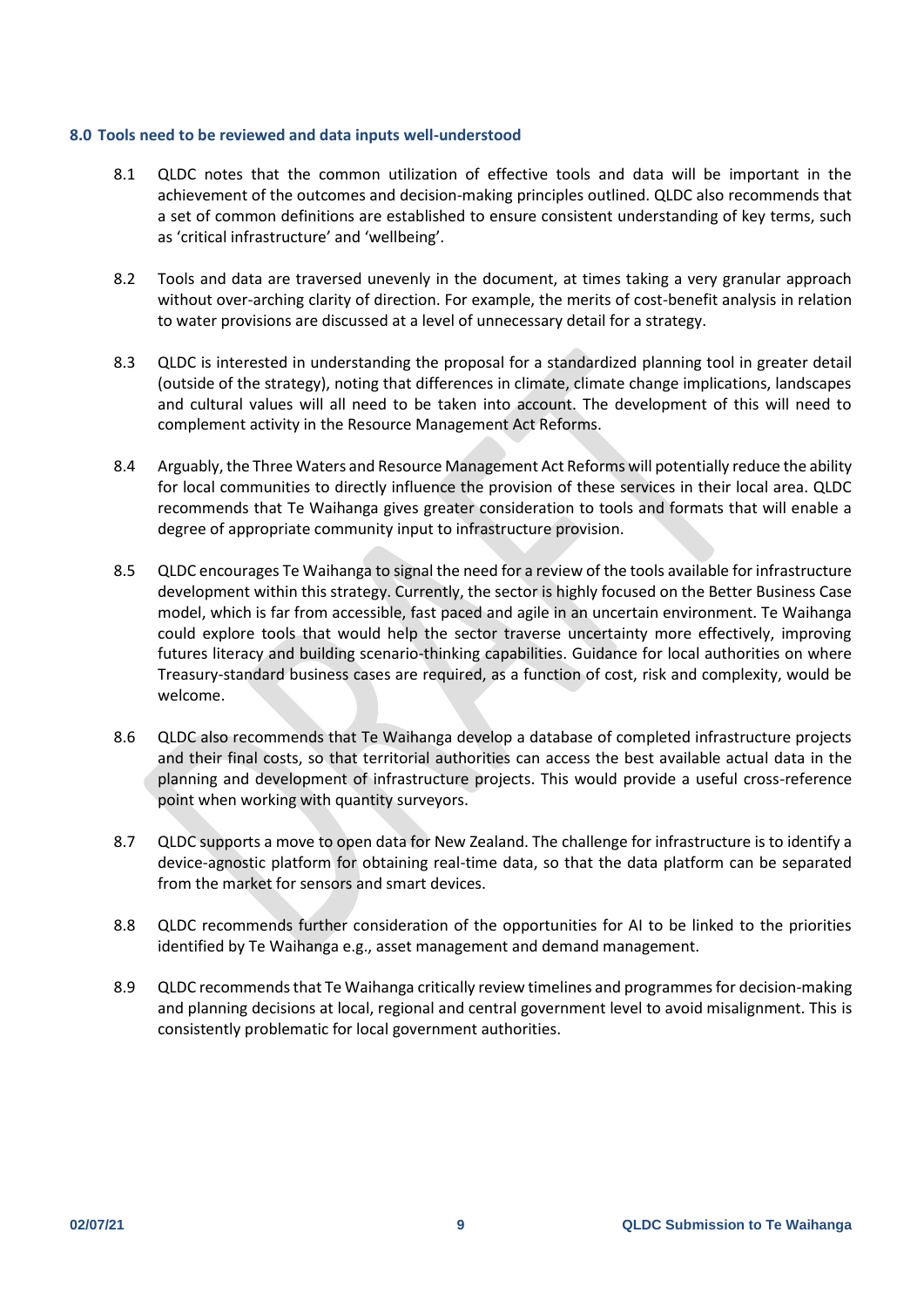## 8.0 Tools need to be reviewed and data inputs well-understood

8.1 QLDC notes that the common utilization of effective tools and data will be important in the achievement of the outcomes and decision-making principles outlined. QLDC also recommends that a set of common definitions are established to ensure consistent understanding of key terms, such as 'critical infrastructure' and 'wellbeing'.

8.2 Tools and data are traversed unevenly in the document, at times taking a very granular approach without over-arching clarity of direction. For example, the merits of cost-benefit analysis in relation to water provisions are discussed at a level of unnecessary detail for a strategy.

8.3 QLDC is interested in understanding the proposal for a standardized planning tool in greater detail (outside of the strategy), noting that differences in climate, climate change implications, landscapes and cultural values will all need to be taken into account. The development of this will need to complement activity in the Resource Management Act Reforms.

8.4 Arguably, the Three Waters and Resource Management Act Reforms will potentially reduce the ability for local communities to directly influence the provision of these services in their local area. QLDC recommends that Te Waihanga gives greater consideration to tools and formats that will enable a degree of appropriate community input to infrastructure provision.

8.5 QLDC encourages Te Waihanga to signal the need for a review of the tools available for infrastructure development within this strategy. Currently, the sector is highly focused on the Better Business Case model, which is far from accessible, fast paced and agile in an uncertain environment. Te Waihanga could explore tools that would help the sector traverse uncertainty more effectively, improving futures literacy and building scenario-thinking capabilities. Guidance for local authorities on where Treasury-standard business cases are required, as a function of cost, risk and complexity, would be welcome.

8.6 QLDC also recommends that Te Waihanga develop a database of completed infrastructure projects and their final costs, so that territorial authorities can access the best available actual data in the planning and development of infrastructure projects. This would provide a useful cross-reference point when working with quantity surveyors.

8.7 QLDC supports a move to open data for New Zealand. The challenge for infrastructure is to identify a device-agnostic platform for obtaining real-time data, so that the data platform can be separated from the market for sensors and smart devices.

8.8 QLDC recommends further consideration of the opportunities for AI to be linked to the priorities identified by Te Waihanga e.g., asset management and demand management.

8.9 QLDC recommends that Te Waihanga critically review timelines and programmes for decision-making and planning decisions at local, regional and central government level to avoid misalignment. This is consistently problematic for local government authorities.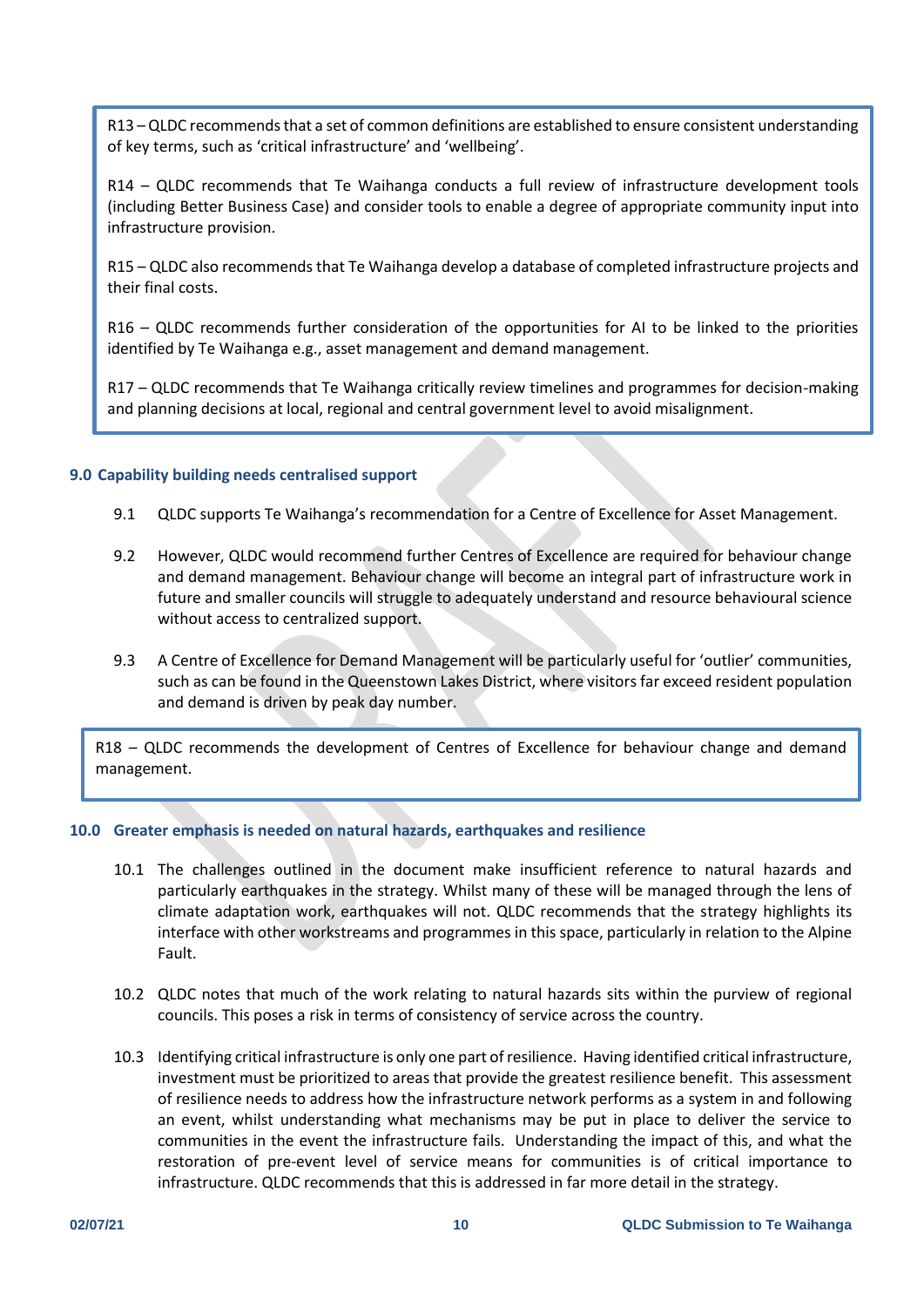R13 – QLDC recommends that a set of common definitions are established to ensure consistent understanding of key terms, such as 'critical infrastructure' and 'wellbeing'.

R14 – QLDC recommends that Te Waihanga conducts a full review of infrastructure development tools (including Better Business Case) and consider tools to enable a degree of appropriate community input into infrastructure provision.

R15 – QLDC also recommends that Te Waihanga develop a database of completed infrastructure projects and their final costs.

R16 – QLDC recommends further consideration of the opportunities for AI to be linked to the priorities identified by Te Waihanga e.g., asset management and demand management.

R17 – QLDC recommends that Te Waihanga critically review timelines and programmes for decision-making and planning decisions at local, regional and central government level to avoid misalignment.

### 9.0 Capability building needs centralised support

9.1 QLDC supports Te Waihanga's recommendation for a Centre of Excellence for Asset Management.

9.2 However, QLDC would recommend further Centres of Excellence are required for behaviour change and demand management. Behaviour change will become an integral part of infrastructure work in future and smaller councils will struggle to adequately understand and resource behavioural science without access to centralized support.

9.3 A Centre of Excellence for Demand Management will be particularly useful for 'outlier' communities, such as can be found in the Queenstown Lakes District, where visitors far exceed resident population and demand is driven by peak day number.

R18 – QLDC recommends the development of Centres of Excellence for behaviour change and demand management.

### 10.0 Greater emphasis is needed on natural hazards, earthquakes and resilience

10.1 The challenges outlined in the document make insufficient reference to natural hazards and particularly earthquakes in the strategy. Whilst many of these will be managed through the lens of climate adaptation work, earthquakes will not. QLDC recommends that the strategy highlights its interface with other workstreams and programmes in this space, particularly in relation to the Alpine Fault.

10.2 QLDC notes that much of the work relating to natural hazards sits within the purview of regional councils. This poses a risk in terms of consistency of service across the country.

10.3 Identifying critical infrastructure is only one part of resilience. Having identified critical infrastructure, investment must be prioritized to areas that provide the greatest resilience benefit. This assessment of resilience needs to address how the infrastructure network performs as a system in and following an event, whilst understanding what mechanisms may be put in place to deliver the service to communities in the event the infrastructure fails. Understanding the impact of this, and what the restoration of pre-event level of service means for communities is of critical importance to infrastructure. QLDC recommends that this is addressed in far more detail in the strategy.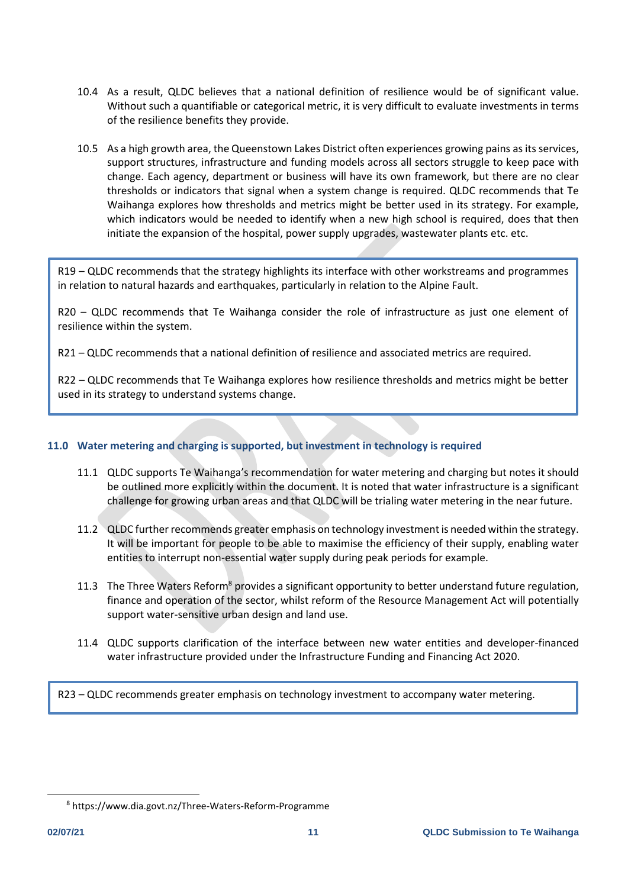10.4 As a result, QLDC believes that a national definition of resilience would be of significant value. Without such a quantifiable or categorical metric, it is very difficult to evaluate investments in terms of the resilience benefits they provide.

10.5 As a high growth area, the Queenstown Lakes District often experiences growing pains as its services, support structures, infrastructure and funding models across all sectors struggle to keep pace with change. Each agency, department or business will have its own framework, but there are no clear thresholds or indicators that signal when a system change is required. QLDC recommends that Te Waihanga explores how thresholds and metrics might be better used in its strategy. For example, which indicators would be needed to identify when a new high school is required, does that then initiate the expansion of the hospital, power supply upgrades, wastewater plants etc. etc.

> R19 – QLDC recommends that the strategy highlights its interface with other workstreams and programmes in relation to natural hazards and earthquakes, particularly in relation to the Alpine Fault.
>
> R20 – QLDC recommends that Te Waihanga consider the role of infrastructure as just one element of resilience within the system.
>
> R21 – QLDC recommends that a national definition of resilience and associated metrics are required.
>
> R22 – QLDC recommends that Te Waihanga explores how resilience thresholds and metrics might be better used in its strategy to understand systems change.

## 11.0 Water metering and charging is supported, but investment in technology is required

11.1 QLDC supports Te Waihanga's recommendation for water metering and charging but notes it should be outlined more explicitly within the document. It is noted that water infrastructure is a significant challenge for growing urban areas and that QLDC will be trialing water metering in the near future.

11.2 QLDC further recommends greater emphasis on technology investment is needed within the strategy. It will be important for people to be able to maximise the efficiency of their supply, enabling water entities to interrupt non-essential water supply during peak periods for example.

11.3 The Three Waters Reform[8] provides a significant opportunity to better understand future regulation, finance and operation of the sector, whilst reform of the Resource Management Act will potentially support water-sensitive urban design and land use.

11.4 QLDC supports clarification of the interface between new water entities and developer-financed water infrastructure provided under the Infrastructure Funding and Financing Act 2020.

> R23 – QLDC recommends greater emphasis on technology investment to accompany water metering.

[8] https://www.dia.govt.nz/Three-Waters-Reform-Programme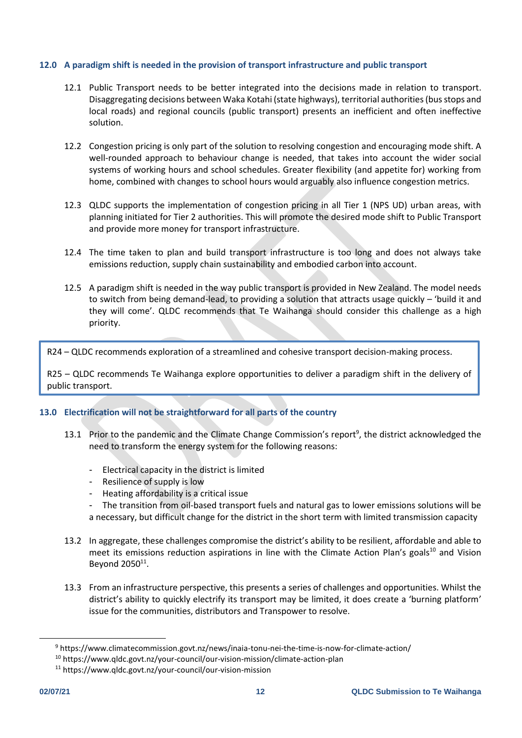## 12.0 A paradigm shift is needed in the provision of transport infrastructure and public transport

12.1 Public Transport needs to be better integrated into the decisions made in relation to transport. Disaggregating decisions between Waka Kotahi (state highways), territorial authorities (bus stops and local roads) and regional councils (public transport) presents an inefficient and often ineffective solution.

12.2 Congestion pricing is only part of the solution to resolving congestion and encouraging mode shift. A well-rounded approach to behaviour change is needed, that takes into account the wider social systems of working hours and school schedules. Greater flexibility (and appetite for) working from home, combined with changes to school hours would arguably also influence congestion metrics.

12.3 QLDC supports the implementation of congestion pricing in all Tier 1 (NPS UD) urban areas, with planning initiated for Tier 2 authorities. This will promote the desired mode shift to Public Transport and provide more money for transport infrastructure.

12.4 The time taken to plan and build transport infrastructure is too long and does not always take emissions reduction, supply chain sustainability and embodied carbon into account.

12.5 A paradigm shift is needed in the way public transport is provided in New Zealand. The model needs to switch from being demand-lead, to providing a solution that attracts usage quickly – 'build it and they will come'. QLDC recommends that Te Waihanga should consider this challenge as a high priority.

> R24 – QLDC recommends exploration of a streamlined and cohesive transport decision-making process.
>
> R25 – QLDC recommends Te Waihanga explore opportunities to deliver a paradigm shift in the delivery of public transport.

## 13.0 Electrification will not be straightforward for all parts of the country

13.1 Prior to the pandemic and the Climate Change Commission's report[9], the district acknowledged the need to transform the energy system for the following reasons:

- Electrical capacity in the district is limited
- Resilience of supply is low
- Heating affordability is a critical issue
- The transition from oil-based transport fuels and natural gas to lower emissions solutions will be a necessary, but difficult change for the district in the short term with limited transmission capacity

13.2 In aggregate, these challenges compromise the district's ability to be resilient, affordable and able to meet its emissions reduction aspirations in line with the Climate Action Plan's goals[10] and Vision Beyond 2050[11].

13.3 From an infrastructure perspective, this presents a series of challenges and opportunities. Whilst the district's ability to quickly electrify its transport may be limited, it does create a 'burning platform' issue for the communities, distributors and Transpower to resolve.

---

[9] https://www.climatecommission.govt.nz/news/inaia-tonu-nei-the-time-is-now-for-climate-action/

[10] https://www.qldc.govt.nz/your-council/our-vision-mission/climate-action-plan

[11] https://www.qldc.govt.nz/your-council/our-vision-mission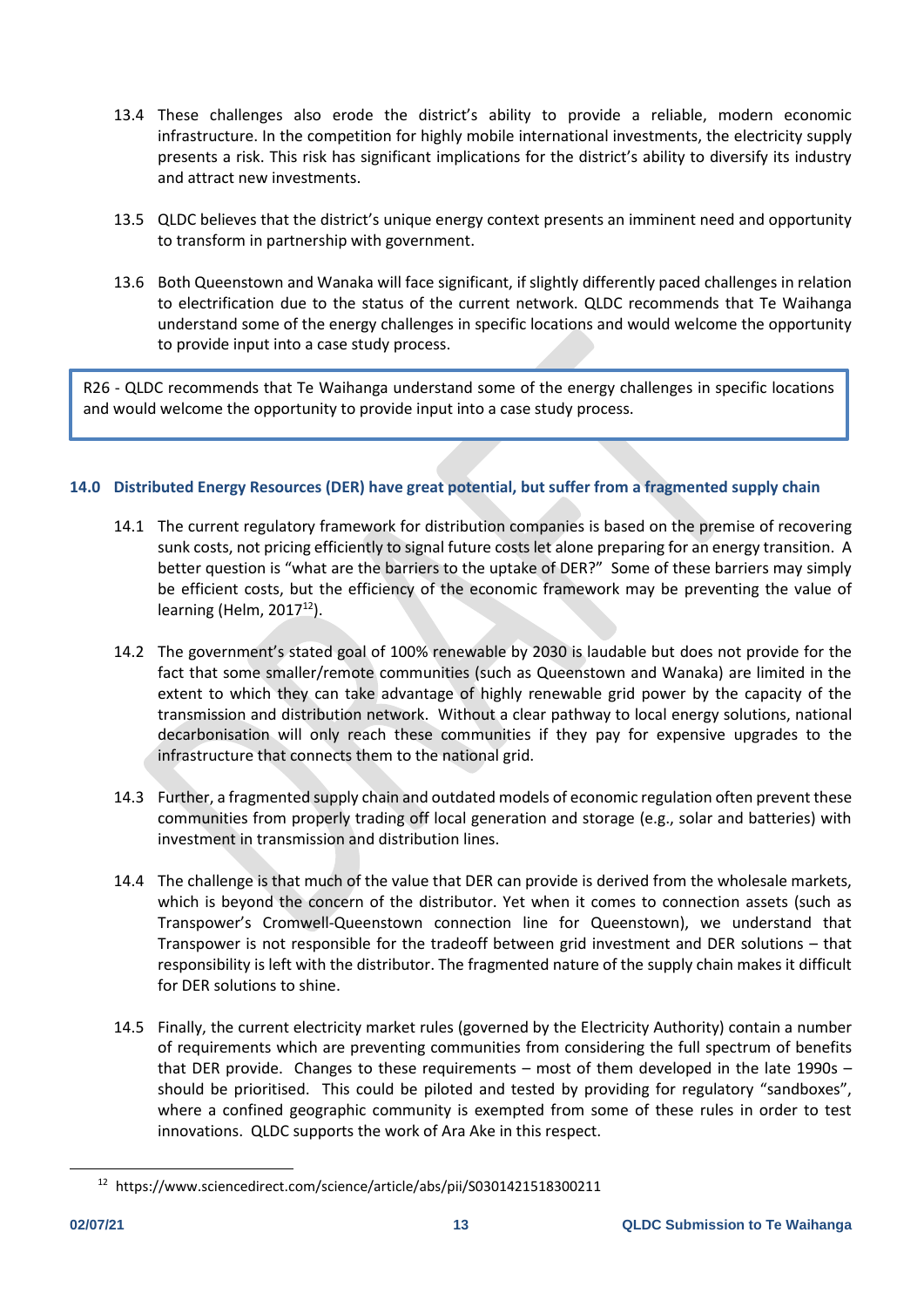13.4 These challenges also erode the district's ability to provide a reliable, modern economic infrastructure. In the competition for highly mobile international investments, the electricity supply presents a risk. This risk has significant implications for the district's ability to diversify its industry and attract new investments.

13.5 QLDC believes that the district's unique energy context presents an imminent need and opportunity to transform in partnership with government.

13.6 Both Queenstown and Wanaka will face significant, if slightly differently paced challenges in relation to electrification due to the status of the current network. QLDC recommends that Te Waihanga understand some of the energy challenges in specific locations and would welcome the opportunity to provide input into a case study process.

> R26 - QLDC recommends that Te Waihanga understand some of the energy challenges in specific locations and would welcome the opportunity to provide input into a case study process.

## 14.0 Distributed Energy Resources (DER) have great potential, but suffer from a fragmented supply chain

14.1 The current regulatory framework for distribution companies is based on the premise of recovering sunk costs, not pricing efficiently to signal future costs let alone preparing for an energy transition. A better question is "what are the barriers to the uptake of DER?" Some of these barriers may simply be efficient costs, but the efficiency of the economic framework may be preventing the value of learning (Helm, 2017[12]).

14.2 The government's stated goal of 100% renewable by 2030 is laudable but does not provide for the fact that some smaller/remote communities (such as Queenstown and Wanaka) are limited in the extent to which they can take advantage of highly renewable grid power by the capacity of the transmission and distribution network. Without a clear pathway to local energy solutions, national decarbonisation will only reach these communities if they pay for expensive upgrades to the infrastructure that connects them to the national grid.

14.3 Further, a fragmented supply chain and outdated models of economic regulation often prevent these communities from properly trading off local generation and storage (e.g., solar and batteries) with investment in transmission and distribution lines.

14.4 The challenge is that much of the value that DER can provide is derived from the wholesale markets, which is beyond the concern of the distributor. Yet when it comes to connection assets (such as Transpower's Cromwell-Queenstown connection line for Queenstown), we understand that Transpower is not responsible for the tradeoff between grid investment and DER solutions – that responsibility is left with the distributor. The fragmented nature of the supply chain makes it difficult for DER solutions to shine.

14.5 Finally, the current electricity market rules (governed by the Electricity Authority) contain a number of requirements which are preventing communities from considering the full spectrum of benefits that DER provide. Changes to these requirements – most of them developed in the late 1990s – should be prioritised. This could be piloted and tested by providing for regulatory "sandboxes", where a confined geographic community is exempted from some of these rules in order to test innovations. QLDC supports the work of Ara Ake in this respect.

---

[12] https://www.sciencedirect.com/science/article/abs/pii/S0301421518300211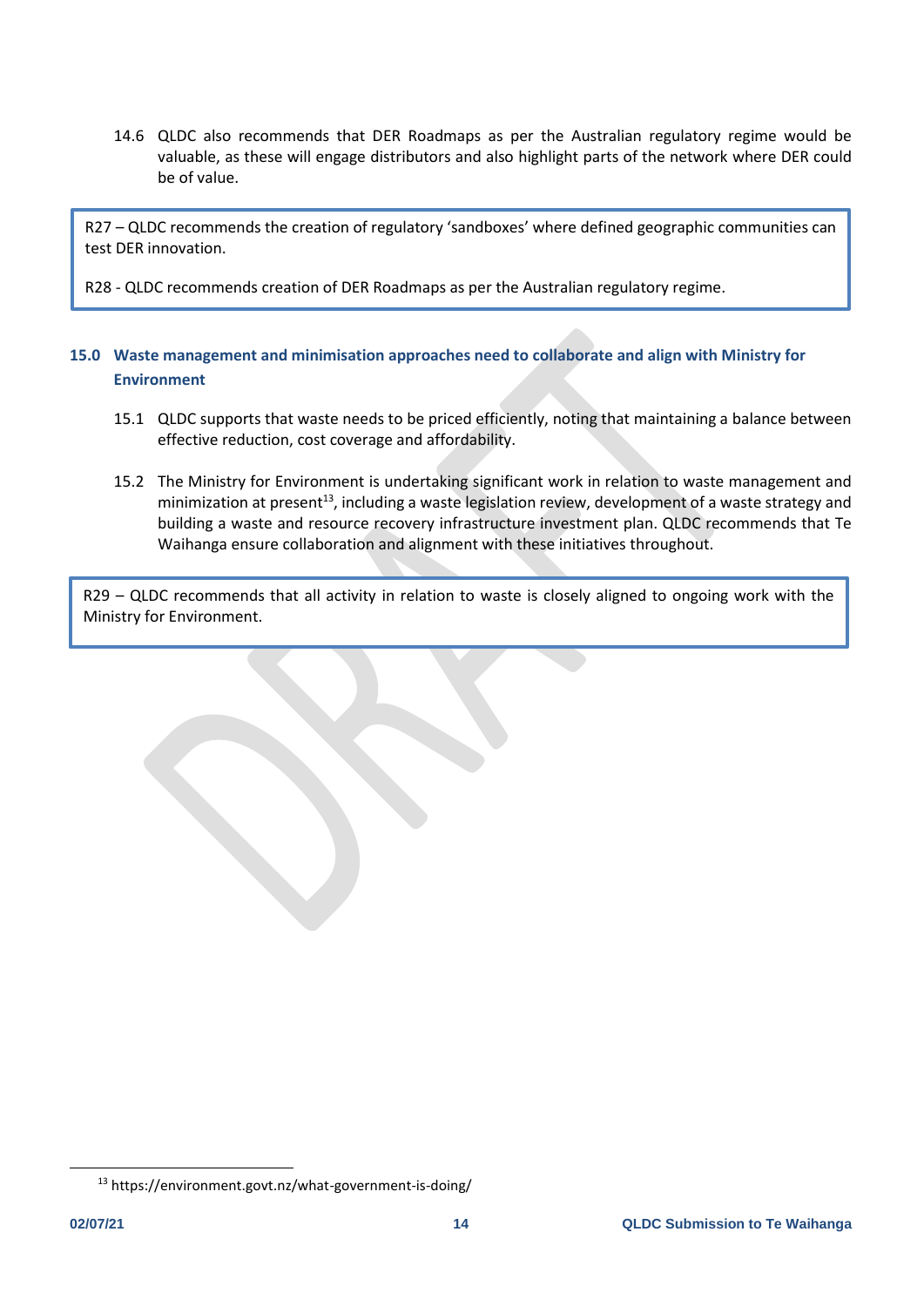14.6 QLDC also recommends that DER Roadmaps as per the Australian regulatory regime would be valuable, as these will engage distributors and also highlight parts of the network where DER could be of value.

> R27 – QLDC recommends the creation of regulatory 'sandboxes' where defined geographic communities can test DER innovation.
>
> R28 - QLDC recommends creation of DER Roadmaps as per the Australian regulatory regime.

## 15.0 Waste management and minimisation approaches need to collaborate and align with Ministry for Environment

15.1 QLDC supports that waste needs to be priced efficiently, noting that maintaining a balance between effective reduction, cost coverage and affordability.

15.2 The Ministry for Environment is undertaking significant work in relation to waste management and minimization at present[13], including a waste legislation review, development of a waste strategy and building a waste and resource recovery infrastructure investment plan. QLDC recommends that Te Waihanga ensure collaboration and alignment with these initiatives throughout.

> R29 – QLDC recommends that all activity in relation to waste is closely aligned to ongoing work with the Ministry for Environment.

[13] https://environment.govt.nz/what-government-is-doing/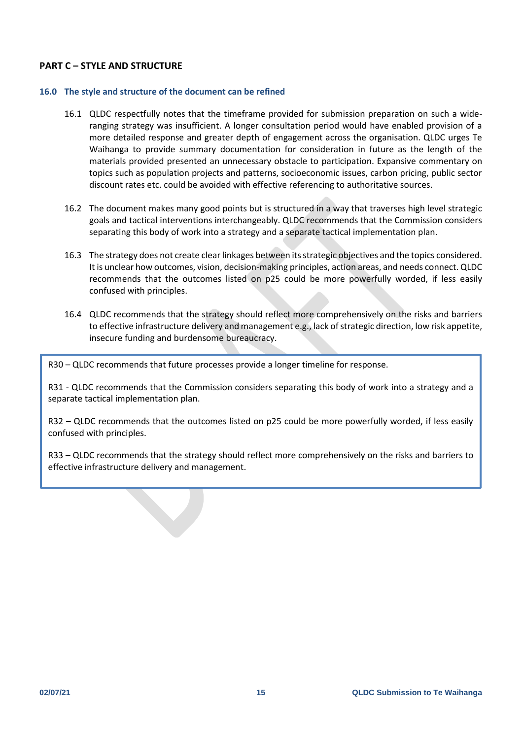## PART C – STYLE AND STRUCTURE

### 16.0 The style and structure of the document can be refined

16.1 QLDC respectfully notes that the timeframe provided for submission preparation on such a wide-ranging strategy was insufficient. A longer consultation period would have enabled provision of a more detailed response and greater depth of engagement across the organisation. QLDC urges Te Waihanga to provide summary documentation for consideration in future as the length of the materials provided presented an unnecessary obstacle to participation. Expansive commentary on topics such as population projects and patterns, socioeconomic issues, carbon pricing, public sector discount rates etc. could be avoided with effective referencing to authoritative sources.

16.2 The document makes many good points but is structured in a way that traverses high level strategic goals and tactical interventions interchangeably. QLDC recommends that the Commission considers separating this body of work into a strategy and a separate tactical implementation plan.

16.3 The strategy does not create clear linkages between its strategic objectives and the topics considered. It is unclear how outcomes, vision, decision-making principles, action areas, and needs connect. QLDC recommends that the outcomes listed on p25 could be more powerfully worded, if less easily confused with principles.

16.4 QLDC recommends that the strategy should reflect more comprehensively on the risks and barriers to effective infrastructure delivery and management e.g., lack of strategic direction, low risk appetite, insecure funding and burdensome bureaucracy.

> R30 – QLDC recommends that future processes provide a longer timeline for response.
>
> R31 - QLDC recommends that the Commission considers separating this body of work into a strategy and a separate tactical implementation plan.
>
> R32 – QLDC recommends that the outcomes listed on p25 could be more powerfully worded, if less easily confused with principles.
>
> R33 – QLDC recommends that the strategy should reflect more comprehensively on the risks and barriers to effective infrastructure delivery and management.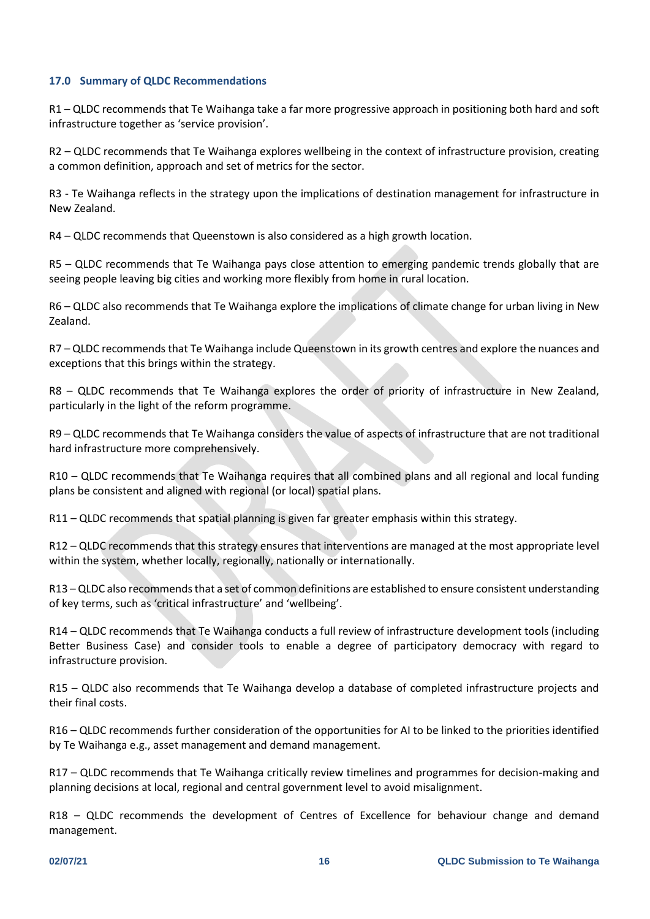### 17.0 Summary of QLDC Recommendations

R1 – QLDC recommends that Te Waihanga take a far more progressive approach in positioning both hard and soft infrastructure together as 'service provision'.

R2 – QLDC recommends that Te Waihanga explores wellbeing in the context of infrastructure provision, creating a common definition, approach and set of metrics for the sector.

R3 - Te Waihanga reflects in the strategy upon the implications of destination management for infrastructure in New Zealand.

R4 – QLDC recommends that Queenstown is also considered as a high growth location.

R5 – QLDC recommends that Te Waihanga pays close attention to emerging pandemic trends globally that are seeing people leaving big cities and working more flexibly from home in rural location.

R6 – QLDC also recommends that Te Waihanga explore the implications of climate change for urban living in New Zealand.

R7 – QLDC recommends that Te Waihanga include Queenstown in its growth centres and explore the nuances and exceptions that this brings within the strategy.

R8 – QLDC recommends that Te Waihanga explores the order of priority of infrastructure in New Zealand, particularly in the light of the reform programme.

R9 – QLDC recommends that Te Waihanga considers the value of aspects of infrastructure that are not traditional hard infrastructure more comprehensively.

R10 – QLDC recommends that Te Waihanga requires that all combined plans and all regional and local funding plans be consistent and aligned with regional (or local) spatial plans.

R11 – QLDC recommends that spatial planning is given far greater emphasis within this strategy.

R12 – QLDC recommends that this strategy ensures that interventions are managed at the most appropriate level within the system, whether locally, regionally, nationally or internationally.

R13 – QLDC also recommends that a set of common definitions are established to ensure consistent understanding of key terms, such as 'critical infrastructure' and 'wellbeing'.

R14 – QLDC recommends that Te Waihanga conducts a full review of infrastructure development tools (including Better Business Case) and consider tools to enable a degree of participatory democracy with regard to infrastructure provision.

R15 – QLDC also recommends that Te Waihanga develop a database of completed infrastructure projects and their final costs.

R16 – QLDC recommends further consideration of the opportunities for AI to be linked to the priorities identified by Te Waihanga e.g., asset management and demand management.

R17 – QLDC recommends that Te Waihanga critically review timelines and programmes for decision-making and planning decisions at local, regional and central government level to avoid misalignment.

R18 – QLDC recommends the development of Centres of Excellence for behaviour change and demand management.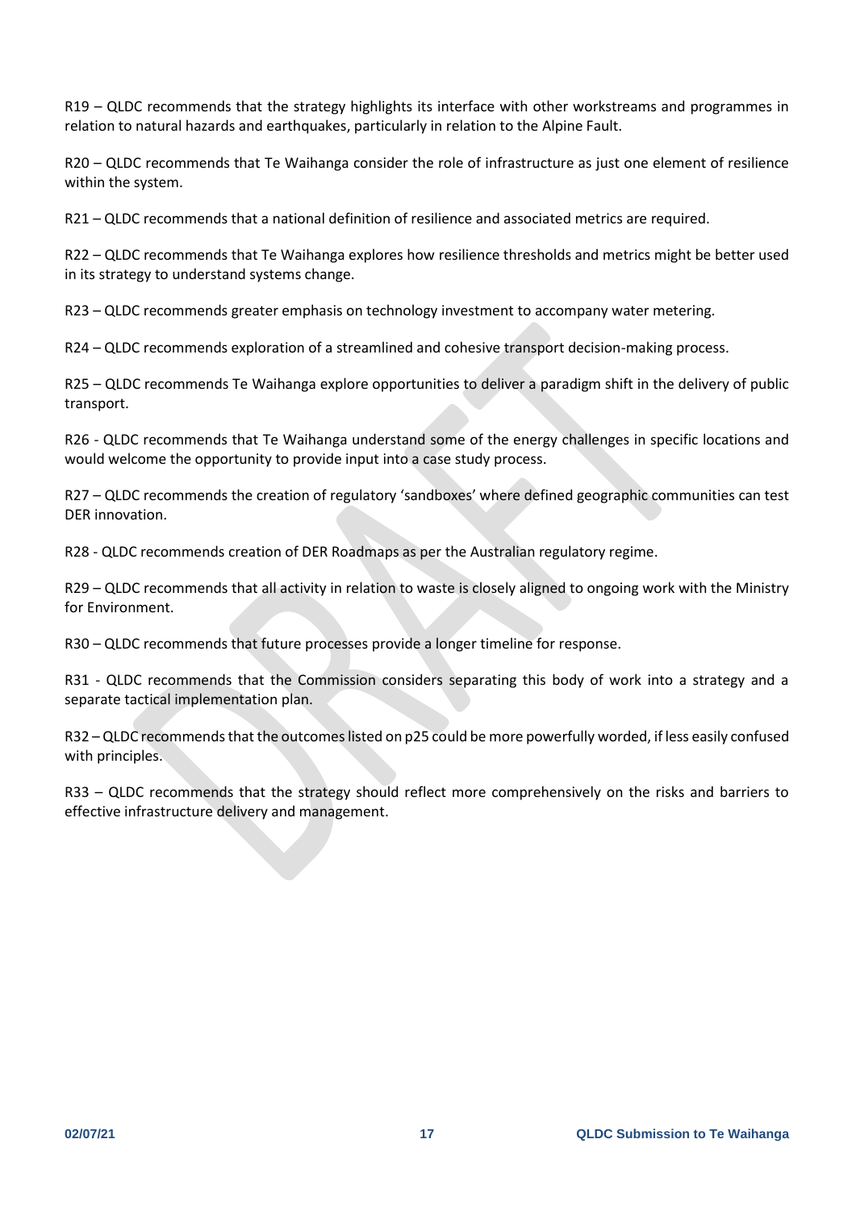R19 – QLDC recommends that the strategy highlights its interface with other workstreams and programmes in relation to natural hazards and earthquakes, particularly in relation to the Alpine Fault.

R20 – QLDC recommends that Te Waihanga consider the role of infrastructure as just one element of resilience within the system.

R21 – QLDC recommends that a national definition of resilience and associated metrics are required.

R22 – QLDC recommends that Te Waihanga explores how resilience thresholds and metrics might be better used in its strategy to understand systems change.

R23 – QLDC recommends greater emphasis on technology investment to accompany water metering.

R24 – QLDC recommends exploration of a streamlined and cohesive transport decision-making process.

R25 – QLDC recommends Te Waihanga explore opportunities to deliver a paradigm shift in the delivery of public transport.

R26 - QLDC recommends that Te Waihanga understand some of the energy challenges in specific locations and would welcome the opportunity to provide input into a case study process.

R27 – QLDC recommends the creation of regulatory 'sandboxes' where defined geographic communities can test DER innovation.

R28 - QLDC recommends creation of DER Roadmaps as per the Australian regulatory regime.

R29 – QLDC recommends that all activity in relation to waste is closely aligned to ongoing work with the Ministry for Environment.

R30 – QLDC recommends that future processes provide a longer timeline for response.

R31 - QLDC recommends that the Commission considers separating this body of work into a strategy and a separate tactical implementation plan.

R32 – QLDC recommends that the outcomes listed on p25 could be more powerfully worded, if less easily confused with principles.

R33 – QLDC recommends that the strategy should reflect more comprehensively on the risks and barriers to effective infrastructure delivery and management.